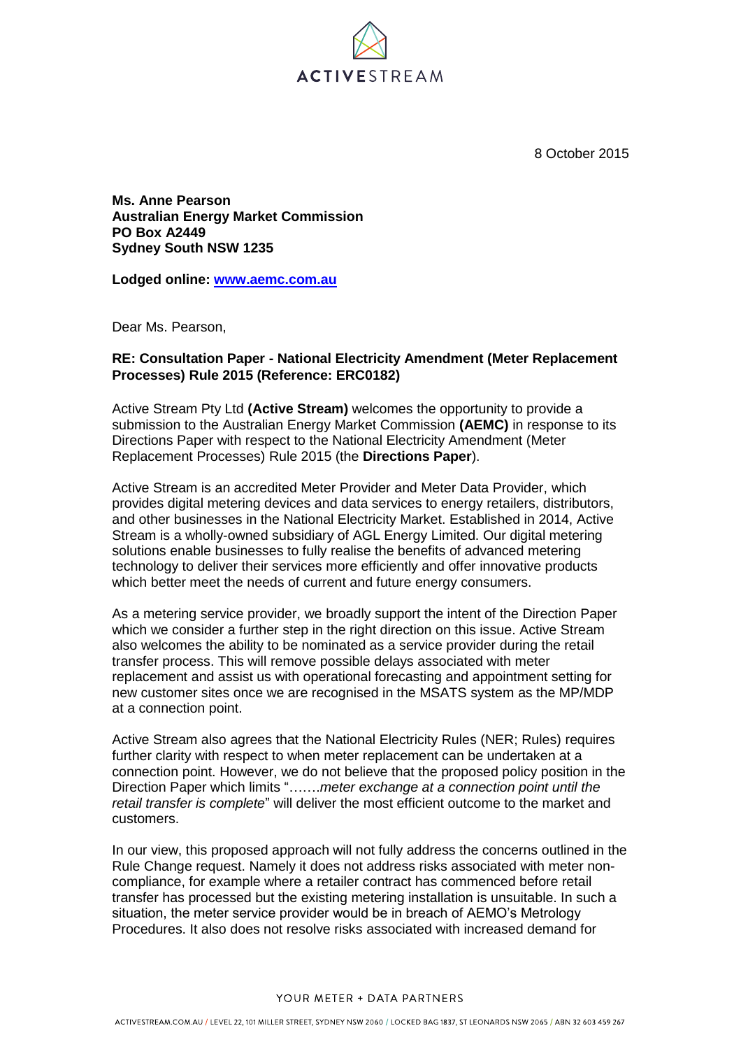ACTIVESTREAM

8 October 2015

**Ms. Anne Pearson**
**Australian Energy Market Commission**
**PO Box A2449**
**Sydney South NSW 1235**

**Lodged online: www.aemc.com.au**

Dear Ms. Pearson,

**RE: Consultation Paper - National Electricity Amendment (Meter Replacement Processes) Rule 2015 (Reference: ERC0182)**

Active Stream Pty Ltd **(Active Stream)** welcomes the opportunity to provide a submission to the Australian Energy Market Commission **(AEMC)** in response to its Directions Paper with respect to the National Electricity Amendment (Meter Replacement Processes) Rule 2015 (the **Directions Paper**).

Active Stream is an accredited Meter Provider and Meter Data Provider, which provides digital metering devices and data services to energy retailers, distributors, and other businesses in the National Electricity Market. Established in 2014, Active Stream is a wholly-owned subsidiary of AGL Energy Limited. Our digital metering solutions enable businesses to fully realise the benefits of advanced metering technology to deliver their services more efficiently and offer innovative products which better meet the needs of current and future energy consumers.

As a metering service provider, we broadly support the intent of the Direction Paper which we consider a further step in the right direction on this issue. Active Stream also welcomes the ability to be nominated as a service provider during the retail transfer process. This will remove possible delays associated with meter replacement and assist us with operational forecasting and appointment setting for new customer sites once we are recognised in the MSATS system as the MP/MDP at a connection point.

Active Stream also agrees that the National Electricity Rules (NER; Rules) requires further clarity with respect to when meter replacement can be undertaken at a connection point. However, we do not believe that the proposed policy position in the Direction Paper which limits "…….*meter exchange at a connection point until the retail transfer is complete*" will deliver the most efficient outcome to the market and customers.

In our view, this proposed approach will not fully address the concerns outlined in the Rule Change request. Namely it does not address risks associated with meter non-compliance, for example where a retailer contract has commenced before retail transfer has processed but the existing metering installation is unsuitable. In such a situation, the meter service provider would be in breach of AEMO's Metrology Procedures. It also does not resolve risks associated with increased demand for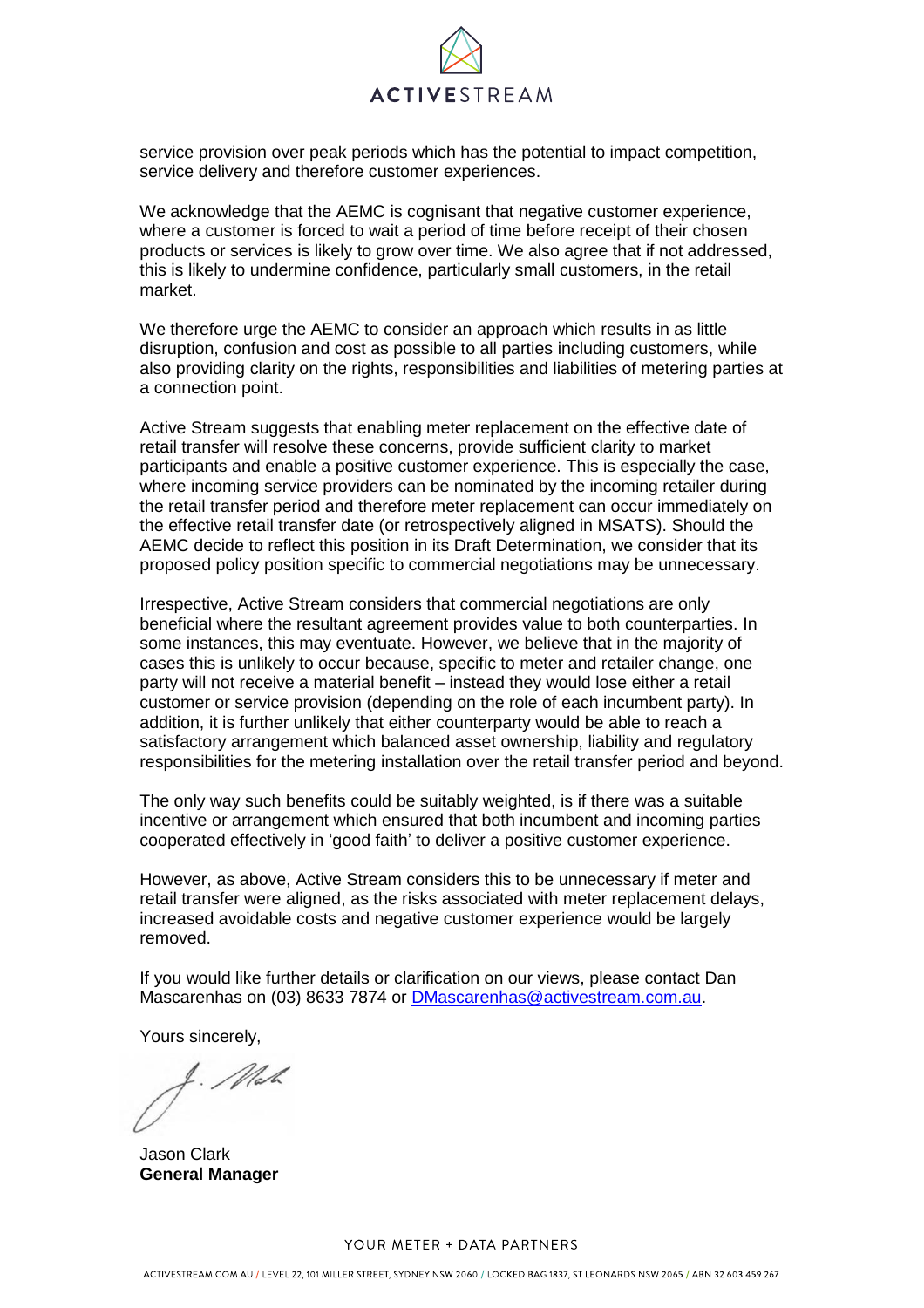service provision over peak periods which has the potential to impact competition, service delivery and therefore customer experiences.

We acknowledge that the AEMC is cognisant that negative customer experience, where a customer is forced to wait a period of time before receipt of their chosen products or services is likely to grow over time. We also agree that if not addressed, this is likely to undermine confidence, particularly small customers, in the retail market.

We therefore urge the AEMC to consider an approach which results in as little disruption, confusion and cost as possible to all parties including customers, while also providing clarity on the rights, responsibilities and liabilities of metering parties at a connection point.

Active Stream suggests that enabling meter replacement on the effective date of retail transfer will resolve these concerns, provide sufficient clarity to market participants and enable a positive customer experience. This is especially the case, where incoming service providers can be nominated by the incoming retailer during the retail transfer period and therefore meter replacement can occur immediately on the effective retail transfer date (or retrospectively aligned in MSATS). Should the AEMC decide to reflect this position in its Draft Determination, we consider that its proposed policy position specific to commercial negotiations may be unnecessary.

Irrespective, Active Stream considers that commercial negotiations are only beneficial where the resultant agreement provides value to both counterparties. In some instances, this may eventuate. However, we believe that in the majority of cases this is unlikely to occur because, specific to meter and retailer change, one party will not receive a material benefit – instead they would lose either a retail customer or service provision (depending on the role of each incumbent party). In addition, it is further unlikely that either counterparty would be able to reach a satisfactory arrangement which balanced asset ownership, liability and regulatory responsibilities for the metering installation over the retail transfer period and beyond.

The only way such benefits could be suitably weighted, is if there was a suitable incentive or arrangement which ensured that both incumbent and incoming parties cooperated effectively in 'good faith' to deliver a positive customer experience.

However, as above, Active Stream considers this to be unnecessary if meter and retail transfer were aligned, as the risks associated with meter replacement delays, increased avoidable costs and negative customer experience would be largely removed.

If you would like further details or clarification on our views, please contact Dan Mascarenhas on (03) 8633 7874 or DMascarenhas@activestream.com.au.

Yours sincerely,

Jason Clark
**General Manager**